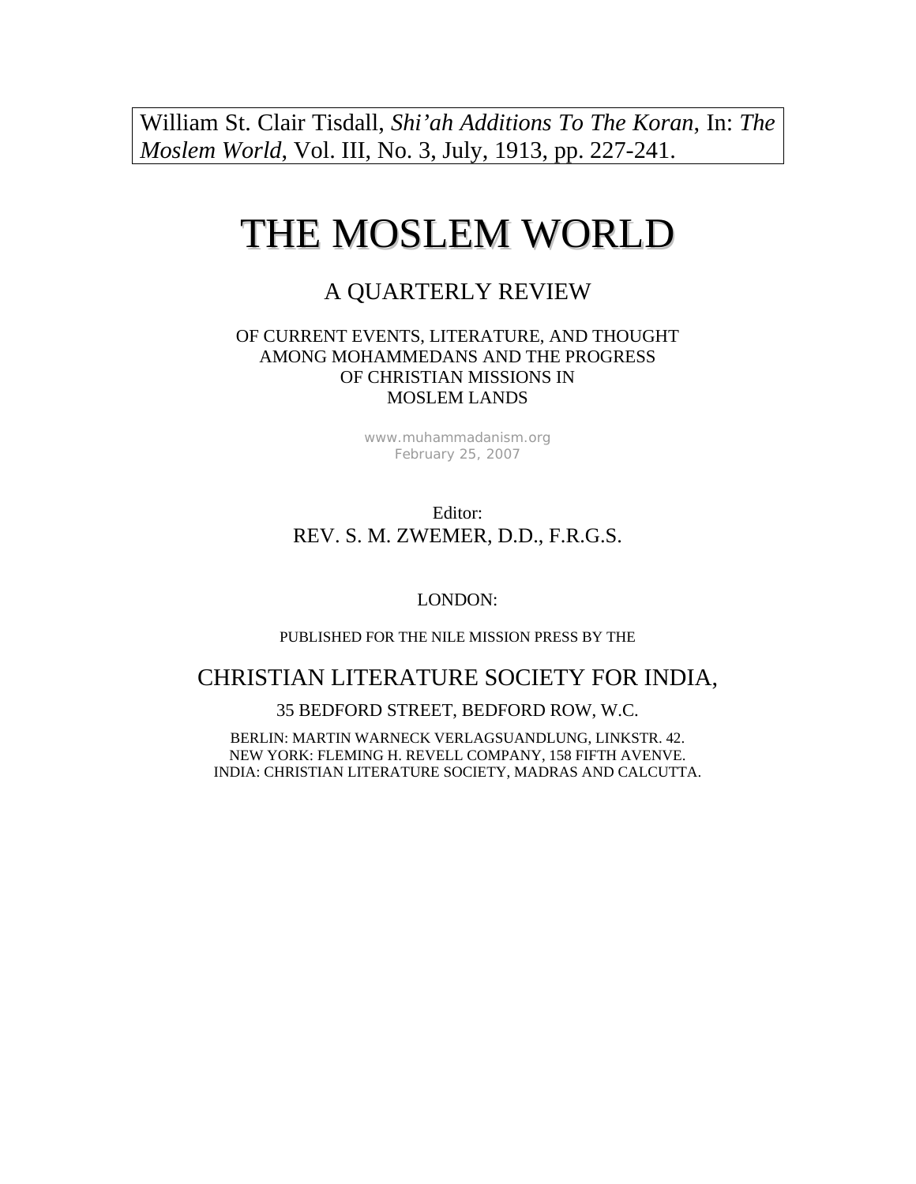William St. Clair Tisdall, *Shi'ah Additions To The Koran*, In: *The Moslem World*, Vol. III, No. 3, July, 1913, pp. 227-241.

# THE MOSLEM WORLD

## A QUARTERLY REVIEW

OF CURRENT EVENTS, LITERATURE, AND THOUGHT
AMONG MOHAMMEDANS AND THE PROGRESS
OF CHRISTIAN MISSIONS IN
MOSLEM LANDS

www.muhammadanism.org
February 25, 2007

Editor:
REV. S. M. ZWEMER, D.D., F.R.G.S.

LONDON:

PUBLISHED FOR THE NILE MISSION PRESS BY THE

CHRISTIAN LITERATURE SOCIETY FOR INDIA,

35 BEDFORD STREET, BEDFORD ROW, W.C.

BERLIN: MARTIN WARNECK VERLAGSUANDLUNG, LINKSTR. 42.
NEW YORK: FLEMING H. REVELL COMPANY, 158 FIFTH AVENVE.
INDIA: CHRISTIAN LITERATURE SOCIETY, MADRAS AND CALCUTTA.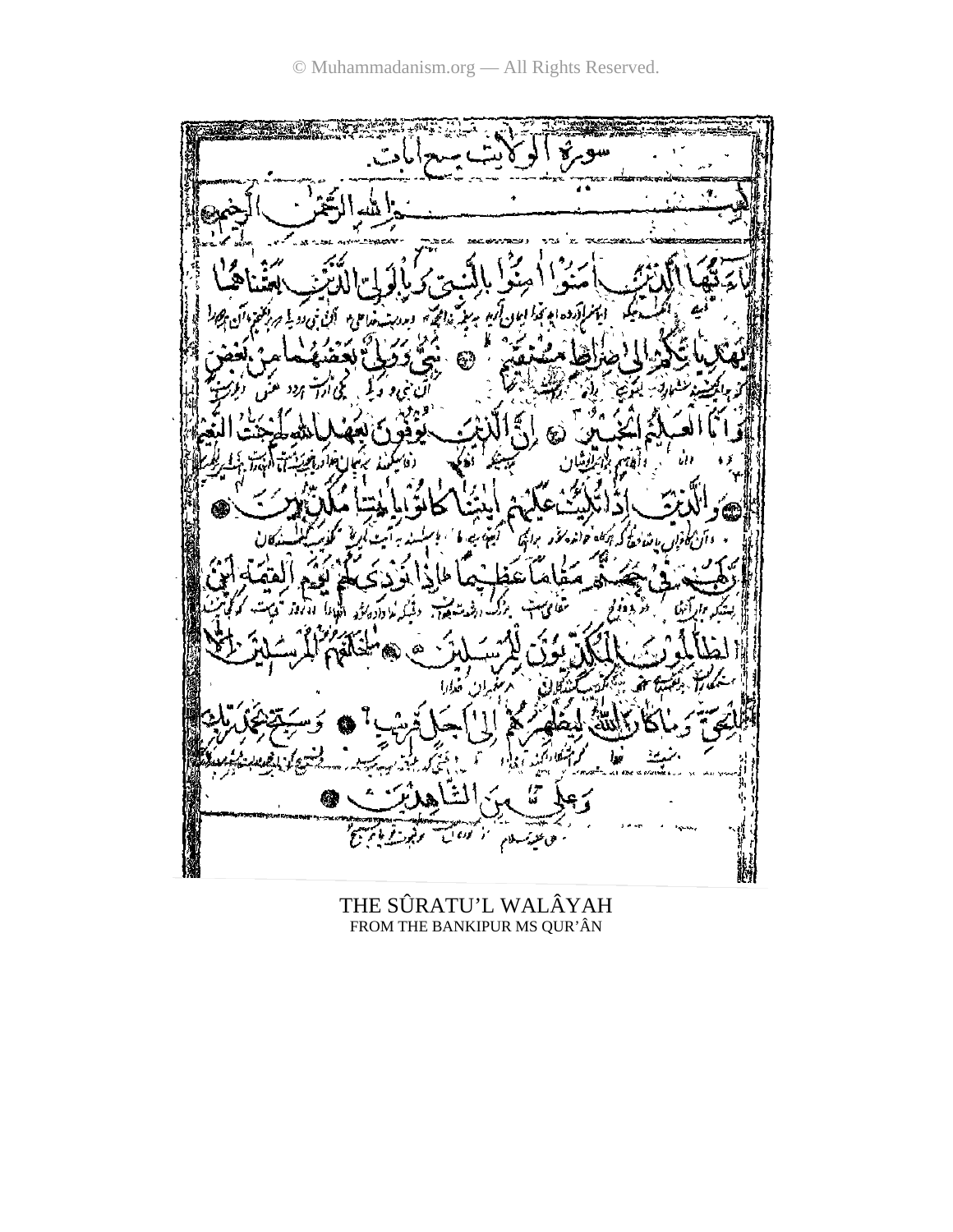سورة الولاية سبع آيات

بسم الله الرحمن الرحيم

يا أيها الذين آمنوا بالنبي وبالولي الذين بعثناهما يهديانكم إلى صراط مستقيم ۞ نبي وولي بعضهما من بعض وأنا العليم الخبير ۞ إن الذين يوفون بعهد الله لهم جنات النعيم ۞ والذين إذا تليت عليهم آياتنا كانوا بآياتنا مكذبين ۞ إن لهم في جهنم مقاما عظيما إذا نودي لهم يوم القيامة أين الظالمون المكذبون للمرسلين ۞ ما خلقهم المرسلين إلا بالحق وما كان الله ليظهرهم إلى أجل قريب ۞ وسبح بحمد ربك وعلي من الشاهدين ۞

THE SÛRATU'L WALÂYAH
FROM THE BANKIPUR MS QUR'ÂN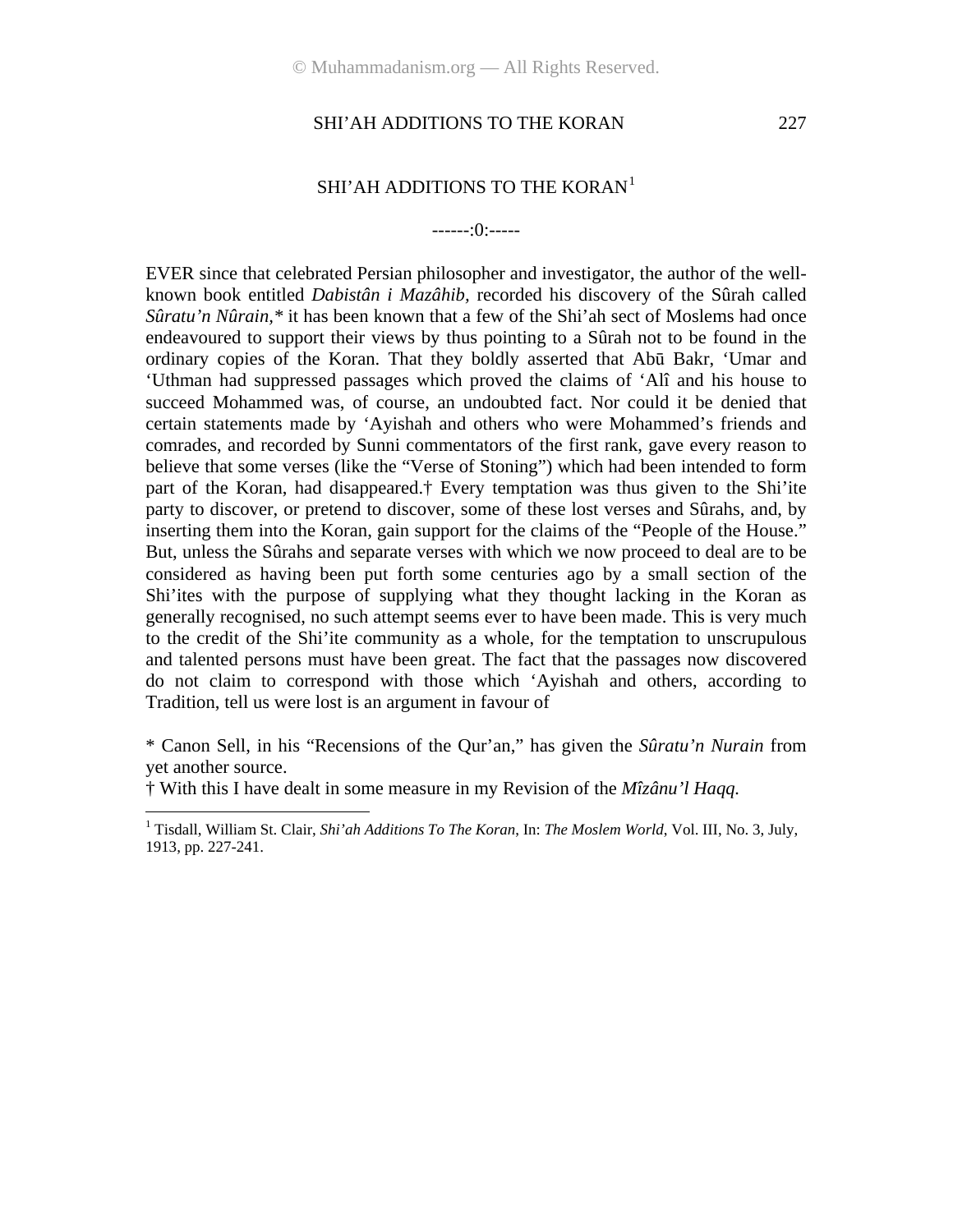# SHI'AH ADDITIONS TO THE KORAN[1]

------:0:-----

EVER since that celebrated Persian philosopher and investigator, the author of the well-known book entitled *Dabistân i Mazâhib,* recorded his discovery of the Sûrah called *Sûratu'n Nûrain,\** it has been known that a few of the Shi'ah sect of Moslems had once endeavoured to support their views by thus pointing to a Sûrah not to be found in the ordinary copies of the Koran. That they boldly asserted that Abū Bakr, 'Umar and 'Uthman had suppressed passages which proved the claims of 'Alî and his house to succeed Mohammed was, of course, an undoubted fact. Nor could it be denied that certain statements made by 'Ayishah and others who were Mohammed's friends and comrades, and recorded by Sunni commentators of the first rank, gave every reason to believe that some verses (like the "Verse of Stoning") which had been intended to form part of the Koran, had disappeared.† Every temptation was thus given to the Shi'ite party to discover, or pretend to discover, some of these lost verses and Sûrahs, and, by inserting them into the Koran, gain support for the claims of the "People of the House." But, unless the Sûrahs and separate verses with which we now proceed to deal are to be considered as having been put forth some centuries ago by a small section of the Shi'ites with the purpose of supplying what they thought lacking in the Koran as generally recognised, no such attempt seems ever to have been made. This is very much to the credit of the Shi'ite community as a whole, for the temptation to unscrupulous and talented persons must have been great. The fact that the passages now discovered do not claim to correspond with those which 'Ayishah and others, according to Tradition, tell us were lost is an argument in favour of

\* Canon Sell, in his "Recensions of the Qur'an," has given the *Sûratu'n Nurain* from yet another source.

† With this I have dealt in some measure in my Revision of the *Mîzânu'l Haqq.*

[1] Tisdall, William St. Clair, *Shi'ah Additions To The Koran,* In: *The Moslem World,* Vol. III, No. 3, July, 1913, pp. 227-241.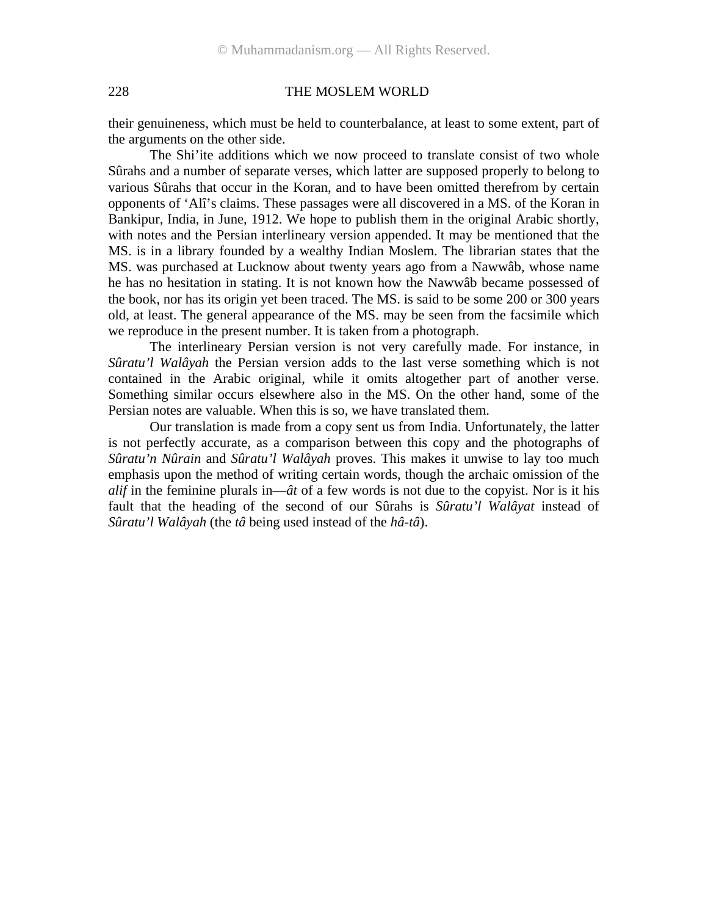their genuineness, which must be held to counterbalance, at least to some extent, part of the arguments on the other side.

The Shi'ite additions which we now proceed to translate consist of two whole Sûrahs and a number of separate verses, which latter are supposed properly to belong to various Sûrahs that occur in the Koran, and to have been omitted therefrom by certain opponents of 'Alî's claims. These passages were all discovered in a MS. of the Koran in Bankipur, India, in June, 1912. We hope to publish them in the original Arabic shortly, with notes and the Persian interlineary version appended. It may be mentioned that the MS. is in a library founded by a wealthy Indian Moslem. The librarian states that the MS. was purchased at Lucknow about twenty years ago from a Nawwâb, whose name he has no hesitation in stating. It is not known how the Nawwâb became possessed of the book, nor has its origin yet been traced. The MS. is said to be some 200 or 300 years old, at least. The general appearance of the MS. may be seen from the facsimile which we reproduce in the present number. It is taken from a photograph.

The interlineary Persian version is not very carefully made. For instance, in *Sûratu'l Walâyah* the Persian version adds to the last verse something which is not contained in the Arabic original, while it omits altogether part of another verse. Something similar occurs elsewhere also in the MS. On the other hand, some of the Persian notes are valuable. When this is so, we have translated them.

Our translation is made from a copy sent us from India. Unfortunately, the latter is not perfectly accurate, as a comparison between this copy and the photographs of *Sûratu'n Nûrain* and *Sûratu'l Walâyah* proves. This makes it unwise to lay too much emphasis upon the method of writing certain words, though the archaic omission of the *alif* in the feminine plurals in—*ât* of a few words is not due to the copyist. Nor is it his fault that the heading of the second of our Sûrahs is *Sûratu'l Walâyat* instead of *Sûratu'l Walâyah* (the *tâ* being used instead of the *hâ-tâ*).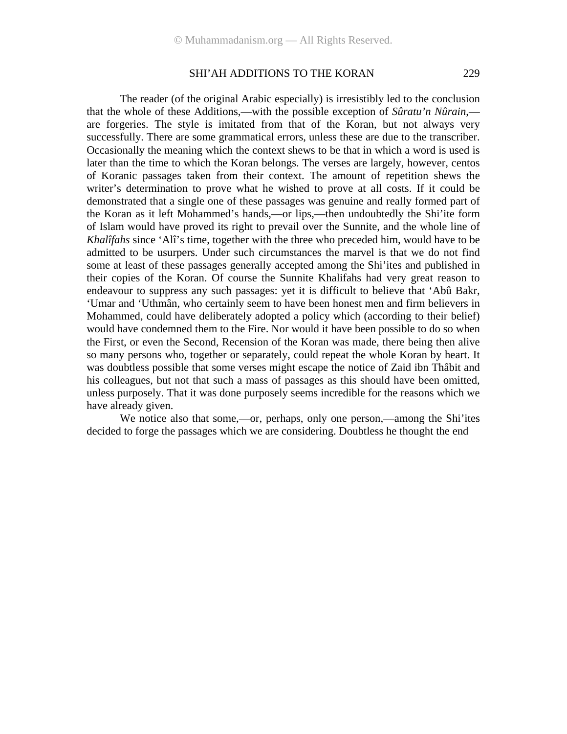The reader (of the original Arabic especially) is irresistibly led to the conclusion that the whole of these Additions,—with the possible exception of *Sûratu'n Nûrain*,—are forgeries. The style is imitated from that of the Koran, but not always very successfully. There are some grammatical errors, unless these are due to the transcriber. Occasionally the meaning which the context shews to be that in which a word is used is later than the time to which the Koran belongs. The verses are largely, however, centos of Koranic passages taken from their context. The amount of repetition shews the writer's determination to prove what he wished to prove at all costs. If it could be demonstrated that a single one of these passages was genuine and really formed part of the Koran as it left Mohammed's hands,—or lips,—then undoubtedly the Shi'ite form of Islam would have proved its right to prevail over the Sunnite, and the whole line of *Khalîfahs* since 'Alî's time, together with the three who preceded him, would have to be admitted to be usurpers. Under such circumstances the marvel is that we do not find some at least of these passages generally accepted among the Shi'ites and published in their copies of the Koran. Of course the Sunnite Khalifahs had very great reason to endeavour to suppress any such passages: yet it is difficult to believe that 'Abû Bakr, 'Umar and 'Uthmân, who certainly seem to have been honest men and firm believers in Mohammed, could have deliberately adopted a policy which (according to their belief) would have condemned them to the Fire. Nor would it have been possible to do so when the First, or even the Second, Recension of the Koran was made, there being then alive so many persons who, together or separately, could repeat the whole Koran by heart. It was doubtless possible that some verses might escape the notice of Zaid ibn Thâbit and his colleagues, but not that such a mass of passages as this should have been omitted, unless purposely. That it was done purposely seems incredible for the reasons which we have already given.

We notice also that some,—or, perhaps, only one person,—among the Shi'ites decided to forge the passages which we are considering. Doubtless he thought the end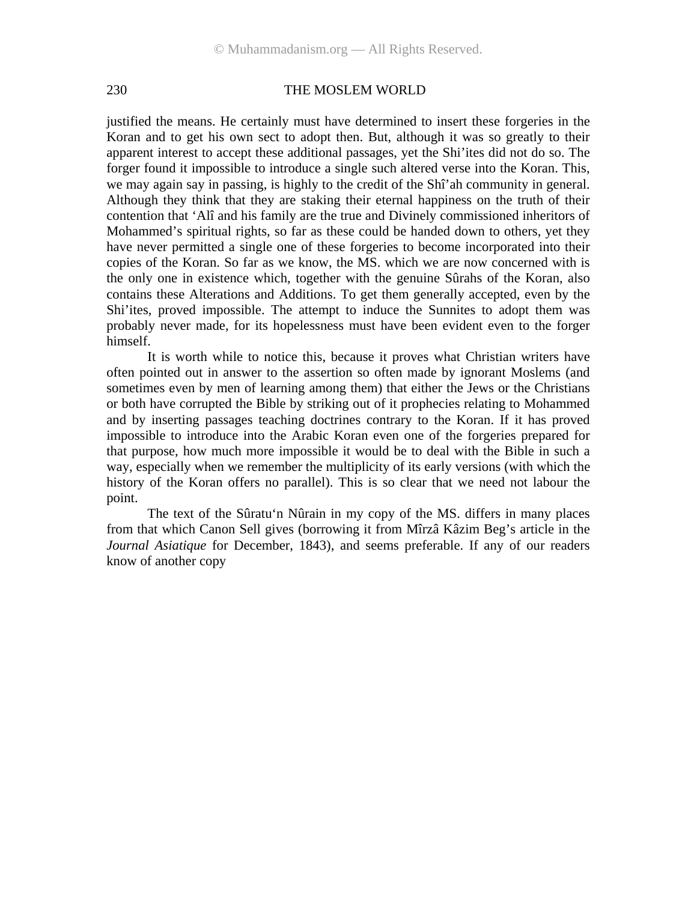justified the means. He certainly must have determined to insert these forgeries in the Koran and to get his own sect to adopt then. But, although it was so greatly to their apparent interest to accept these additional passages, yet the Shi'ites did not do so. The forger found it impossible to introduce a single such altered verse into the Koran. This, we may again say in passing, is highly to the credit of the Shî'ah community in general. Although they think that they are staking their eternal happiness on the truth of their contention that 'Alî and his family are the true and Divinely commissioned inheritors of Mohammed's spiritual rights, so far as these could be handed down to others, yet they have never permitted a single one of these forgeries to become incorporated into their copies of the Koran. So far as we know, the MS. which we are now concerned with is the only one in existence which, together with the genuine Sûrahs of the Koran, also contains these Alterations and Additions. To get them generally accepted, even by the Shi'ites, proved impossible. The attempt to induce the Sunnites to adopt them was probably never made, for its hopelessness must have been evident even to the forger himself.

It is worth while to notice this, because it proves what Christian writers have often pointed out in answer to the assertion so often made by ignorant Moslems (and sometimes even by men of learning among them) that either the Jews or the Christians or both have corrupted the Bible by striking out of it prophecies relating to Mohammed and by inserting passages teaching doctrines contrary to the Koran. If it has proved impossible to introduce into the Arabic Koran even one of the forgeries prepared for that purpose, how much more impossible it would be to deal with the Bible in such a way, especially when we remember the multiplicity of its early versions (with which the history of the Koran offers no parallel). This is so clear that we need not labour the point.

The text of the Sûratu'n Nûrain in my copy of the MS. differs in many places from that which Canon Sell gives (borrowing it from Mîrzâ Kâzim Beg's article in the *Journal Asiatique* for December, 1843), and seems preferable. If any of our readers know of another copy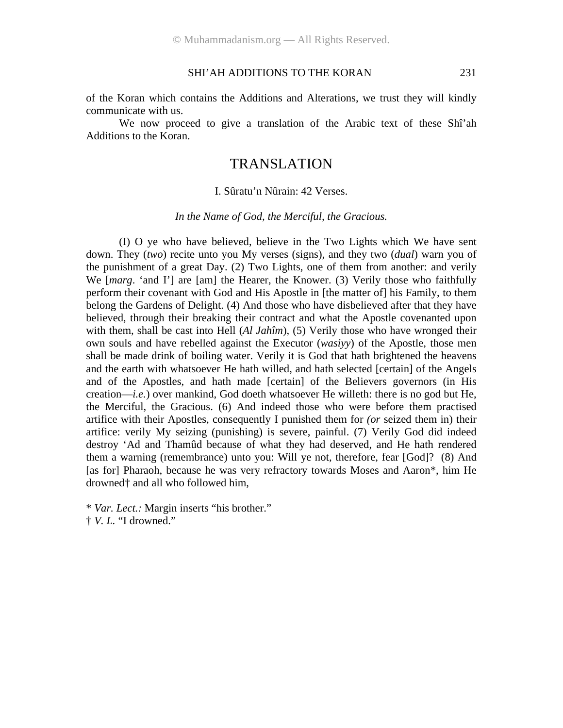of the Koran which contains the Additions and Alterations, we trust they will kindly communicate with us.

We now proceed to give a translation of the Arabic text of these Shî'ah Additions to the Koran.

## TRANSLATION

### I. Sûratu'n Nûrain: 42 Verses.

*In the Name of God, the Merciful, the Gracious.*

(I) O ye who have believed, believe in the Two Lights which We have sent down. They (*two*) recite unto you My verses (signs), and they two (*dual*) warn you of the punishment of a great Day. (2) Two Lights, one of them from another: and verily We [*marg*. 'and I'] are [am] the Hearer, the Knower. (3) Verily those who faithfully perform their covenant with God and His Apostle in [the matter of] his Family, to them belong the Gardens of Delight. (4) And those who have disbelieved after that they have believed, through their breaking their contract and what the Apostle covenanted upon with them, shall be cast into Hell (*Al Jahîm*), (5) Verily those who have wronged their own souls and have rebelled against the Executor (*wasiyy*) of the Apostle, those men shall be made drink of boiling water. Verily it is God that hath brightened the heavens and the earth with whatsoever He hath willed, and hath selected [certain] of the Angels and of the Apostles, and hath made [certain] of the Believers governors (in His creation—*i.e.*) over mankind, God doeth whatsoever He willeth: there is no god but He, the Merciful, the Gracious. (6) And indeed those who were before them practised artifice with their Apostles, consequently I punished them for *(or* seized them in) their artifice: verily My seizing (punishing) is severe, painful. (7) Verily God did indeed destroy 'Ad and Thamûd because of what they had deserved, and He hath rendered them a warning (remembrance) unto you: Will ye not, therefore, fear [God]? (8) And [as for] Pharaoh, because he was very refractory towards Moses and Aaron*, him He drowned† and all who followed him,

\* *Var. Lect.:* Margin inserts "his brother."
† *V. L.* "I drowned."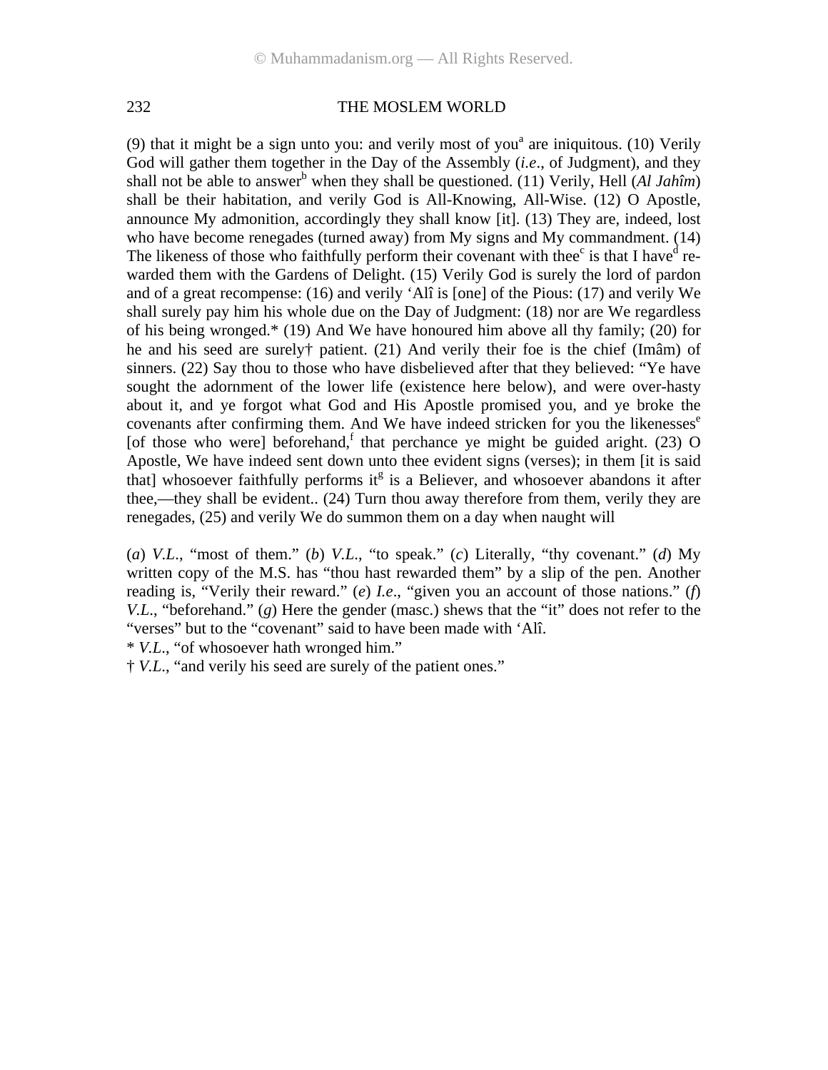(9) that it might be a sign unto you: and verily most of you[a] are iniquitous. (10) Verily God will gather them together in the Day of the Assembly (*i.e*., of Judgment), and they shall not be able to answer[b] when they shall be questioned. (11) Verily, Hell (*Al Jahîm*) shall be their habitation, and verily God is All-Knowing, All-Wise. (12) O Apostle, announce My admonition, accordingly they shall know [it]. (13) They are, indeed, lost who have become renegades (turned away) from My signs and My commandment. (14) The likeness of those who faithfully perform their covenant with thee[c] is that I have[d] rewarded them with the Gardens of Delight. (15) Verily God is surely the lord of pardon and of a great recompense: (16) and verily 'Alî is [one] of the Pious: (17) and verily We shall surely pay him his whole due on the Day of Judgment: (18) nor are We regardless of his being wronged.* (19) And We have honoured him above all thy family; (20) for he and his seed are surely† patient. (21) And verily their foe is the chief (Imâm) of sinners. (22) Say thou to those who have disbelieved after that they believed: "Ye have sought the adornment of the lower life (existence here below), and were over-hasty about it, and ye forgot what God and His Apostle promised you, and ye broke the covenants after confirming them. And We have indeed stricken for you the likenesses[e] [of those who were] beforehand,[f] that perchance ye might be guided aright. (23) O Apostle, We have indeed sent down unto thee evident signs (verses); in them [it is said that] whosoever faithfully performs it[g] is a Believer, and whosoever abandons it after thee,—they shall be evident.. (24) Turn thou away therefore from them, verily they are renegades, (25) and verily We do summon them on a day when naught will

(*a*) *V.L*., "most of them." (*b*) *V.L*., "to speak." (*c*) Literally, "thy covenant." (*d*) My written copy of the M.S. has "thou hast rewarded them" by a slip of the pen. Another reading is, "Verily their reward." (*e*) *I.e*., "given you an account of those nations." (*f*) *V.L*., "beforehand." (*g*) Here the gender (masc.) shews that the "it" does not refer to the "verses" but to the "covenant" said to have been made with 'Alî.

\* *V.L*., "of whosoever hath wronged him."

† *V.L*., "and verily his seed are surely of the patient ones."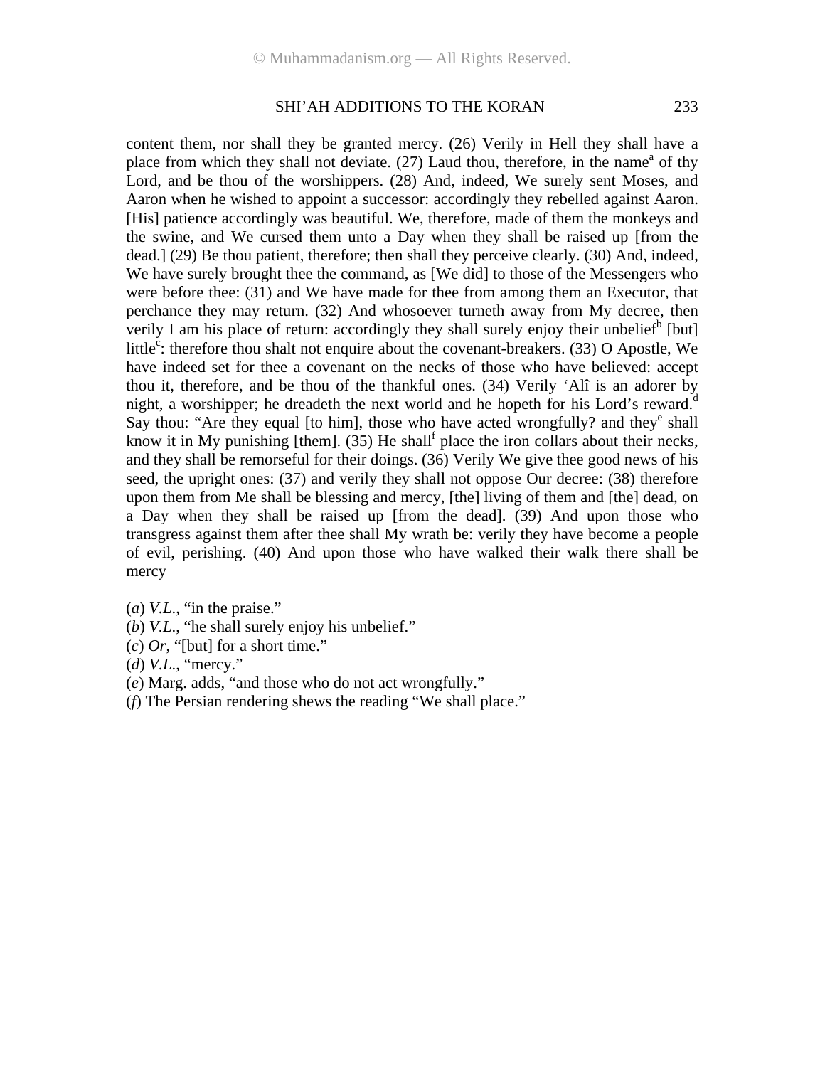content them, nor shall they be granted mercy. (26) Verily in Hell they shall have a place from which they shall not deviate. (27) Laud thou, therefore, in the name[a] of thy Lord, and be thou of the worshippers. (28) And, indeed, We surely sent Moses, and Aaron when he wished to appoint a successor: accordingly they rebelled against Aaron. [His] patience accordingly was beautiful. We, therefore, made of them the monkeys and the swine, and We cursed them unto a Day when they shall be raised up [from the dead.] (29) Be thou patient, therefore; then shall they perceive clearly. (30) And, indeed, We have surely brought thee the command, as [We did] to those of the Messengers who were before thee: (31) and We have made for thee from among them an Executor, that perchance they may return. (32) And whosoever turneth away from My decree, then verily I am his place of return: accordingly they shall surely enjoy their unbelief[b] [but] little[c]: therefore thou shalt not enquire about the covenant-breakers. (33) O Apostle, We have indeed set for thee a covenant on the necks of those who have believed: accept thou it, therefore, and be thou of the thankful ones. (34) Verily 'Alî is an adorer by night, a worshipper; he dreadeth the next world and he hopeth for his Lord's reward.[d] Say thou: "Are they equal [to him], those who have acted wrongfully? and they[e] shall know it in My punishing [them]. (35) He shall[f] place the iron collars about their necks, and they shall be remorseful for their doings. (36) Verily We give thee good news of his seed, the upright ones: (37) and verily they shall not oppose Our decree: (38) therefore upon them from Me shall be blessing and mercy, [the] living of them and [the] dead, on a Day when they shall be raised up [from the dead]. (39) And upon those who transgress against them after thee shall My wrath be: verily they have become a people of evil, perishing. (40) And upon those who have walked their walk there shall be mercy

(*a*) *V.L.*, "in the praise."
(*b*) *V.L.*, "he shall surely enjoy his unbelief."
(*c*) *Or*, "[but] for a short time."
(*d*) *V.L.*, "mercy."
(*e*) Marg. adds, "and those who do not act wrongfully."
(*f*) The Persian rendering shews the reading "We shall place."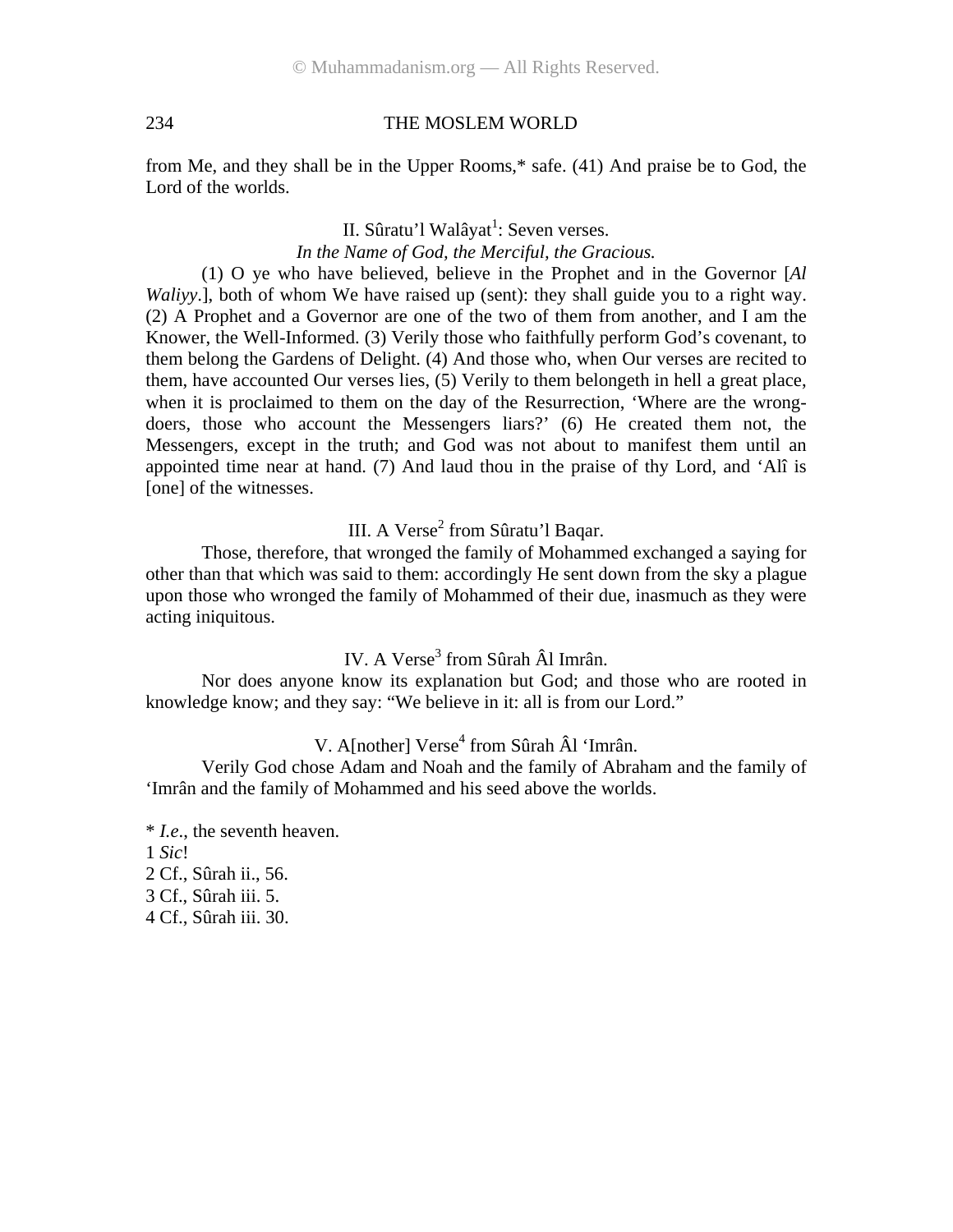from Me, and they shall be in the Upper Rooms,* safe. (41) And praise be to God, the Lord of the worlds.

### II. Sûratu'l Walâyat[1]: Seven verses.

*In the Name of God, the Merciful, the Gracious.*

(1) O ye who have believed, believe in the Prophet and in the Governor [*Al Waliyy*.], both of whom We have raised up (sent): they shall guide you to a right way. (2) A Prophet and a Governor are one of the two of them from another, and I am the Knower, the Well-Informed. (3) Verily those who faithfully perform God's covenant, to them belong the Gardens of Delight. (4) And those who, when Our verses are recited to them, have accounted Our verses lies, (5) Verily to them belongeth in hell a great place, when it is proclaimed to them on the day of the Resurrection, 'Where are the wrong-doers, those who account the Messengers liars?' (6) He created them not, the Messengers, except in the truth; and God was not about to manifest them until an appointed time near at hand. (7) And laud thou in the praise of thy Lord, and 'Alî is [one] of the witnesses.

### III. A Verse[2] from Sûratu'l Baqar.

Those, therefore, that wronged the family of Mohammed exchanged a saying for other than that which was said to them: accordingly He sent down from the sky a plague upon those who wronged the family of Mohammed of their due, inasmuch as they were acting iniquitous.

### IV. A Verse[3] from Sûrah Âl Imrân.

Nor does anyone know its explanation but God; and those who are rooted in knowledge know; and they say: "We believe in it: all is from our Lord."

### V. A[nother] Verse[4] from Sûrah Âl 'Imrân.

Verily God chose Adam and Noah and the family of Abraham and the family of 'Imrân and the family of Mohammed and his seed above the worlds.

* *I.e.*, the seventh heaven.
1 *Sic*!
2 Cf., Sûrah ii., 56.
3 Cf., Sûrah iii. 5.
4 Cf., Sûrah iii. 30.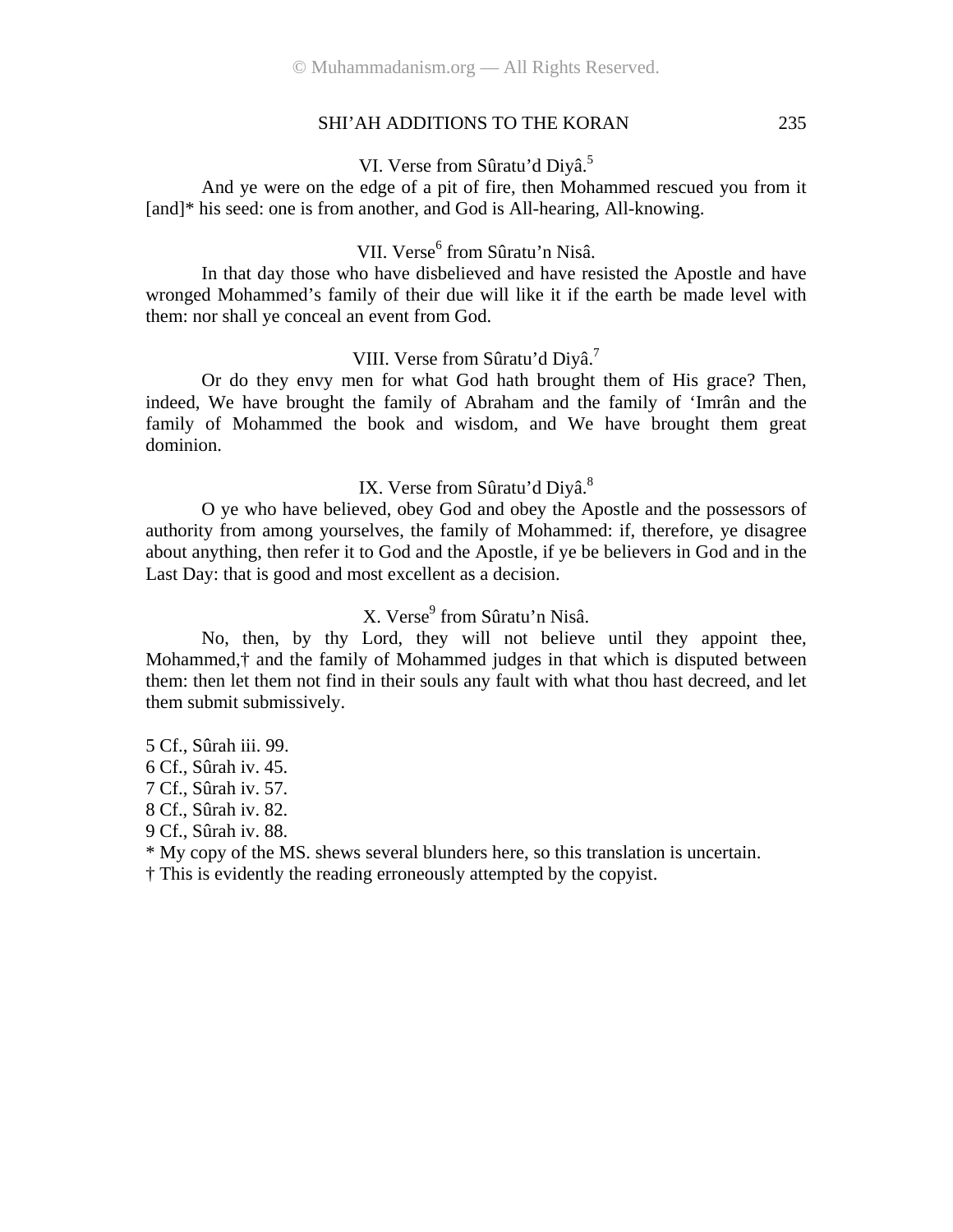### VI. Verse from Sûratu'd Diyâ.[5]

And ye were on the edge of a pit of fire, then Mohammed rescued you from it [and]* his seed: one is from another, and God is All-hearing, All-knowing.

### VII. Verse[6] from Sûratu'n Nisâ.

In that day those who have disbelieved and have resisted the Apostle and have wronged Mohammed's family of their due will like it if the earth be made level with them: nor shall ye conceal an event from God.

### VIII. Verse from Sûratu'd Diyâ.[7]

Or do they envy men for what God hath brought them of His grace? Then, indeed, We have brought the family of Abraham and the family of 'Imrân and the family of Mohammed the book and wisdom, and We have brought them great dominion.

### IX. Verse from Sûratu'd Diyâ.[8]

O ye who have believed, obey God and obey the Apostle and the possessors of authority from among yourselves, the family of Mohammed: if, therefore, ye disagree about anything, then refer it to God and the Apostle, if ye be believers in God and in the Last Day: that is good and most excellent as a decision.

### X. Verse[9] from Sûratu'n Nisâ.

No, then, by thy Lord, they will not believe until they appoint thee, Mohammed,† and the family of Mohammed judges in that which is disputed between them: then let them not find in their souls any fault with what thou hast decreed, and let them submit submissively.

5 Cf., Sûrah iii. 99.
6 Cf., Sûrah iv. 45.
7 Cf., Sûrah iv. 57.
8 Cf., Sûrah iv. 82.
9 Cf., Sûrah iv. 88.
* My copy of the MS. shews several blunders here, so this translation is uncertain.
† This is evidently the reading erroneously attempted by the copyist.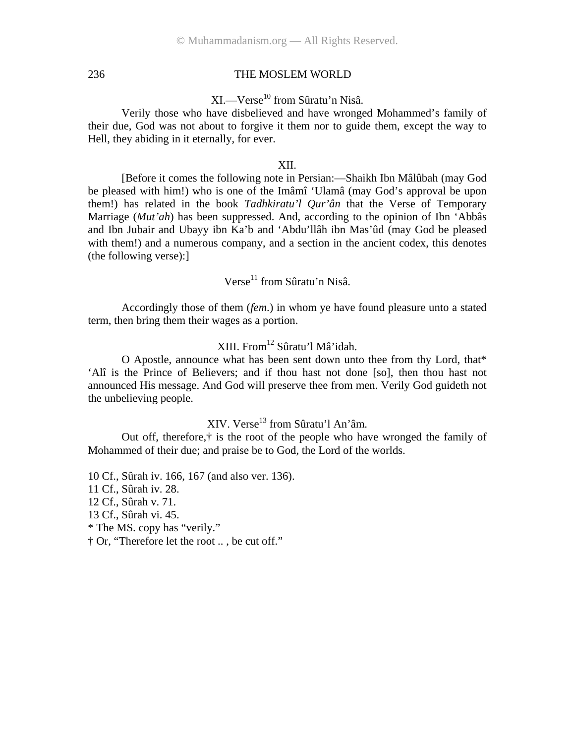## XI.—Verse[10] from Sûratu'n Nisâ.

Verily those who have disbelieved and have wronged Mohammed's family of their due, God was not about to forgive it them nor to guide them, except the way to Hell, they abiding in it eternally, for ever.

## XII.

[Before it comes the following note in Persian:—Shaikh Ibn Mâlûbah (may God be pleased with him!) who is one of the Imâmî 'Ulamâ (may God's approval be upon them!) has related in the book *Tadhkiratu'l Qur'ân* that the Verse of Temporary Marriage (*Mut'ah*) has been suppressed. And, according to the opinion of Ibn 'Abbâs and Ibn Jubair and Ubayy ibn Ka'b and 'Abdu'llâh ibn Mas'ûd (may God be pleased with them!) and a numerous company, and a section in the ancient codex, this denotes (the following verse):]

### Verse[11] from Sûratu'n Nisâ.

Accordingly those of them (*fem.*) in whom ye have found pleasure unto a stated term, then bring them their wages as a portion.

## XIII. From[12] Sûratu'l Mâ'idah.

O Apostle, announce what has been sent down unto thee from thy Lord, that* 'Alî is the Prince of Believers; and if thou hast not done [so], then thou hast not announced His message. And God will preserve thee from men. Verily God guideth not the unbelieving people.

## XIV. Verse[13] from Sûratu'l An'âm.

Out off, therefore,† is the root of the people who have wronged the family of Mohammed of their due; and praise be to God, the Lord of the worlds.

10 Cf., Sûrah iv. 166, 167 (and also ver. 136).
11 Cf., Sûrah iv. 28.
12 Cf., Sûrah v. 71.
13 Cf., Sûrah vi. 45.
* The MS. copy has "verily."
† Or, "Therefore let the root .. , be cut off."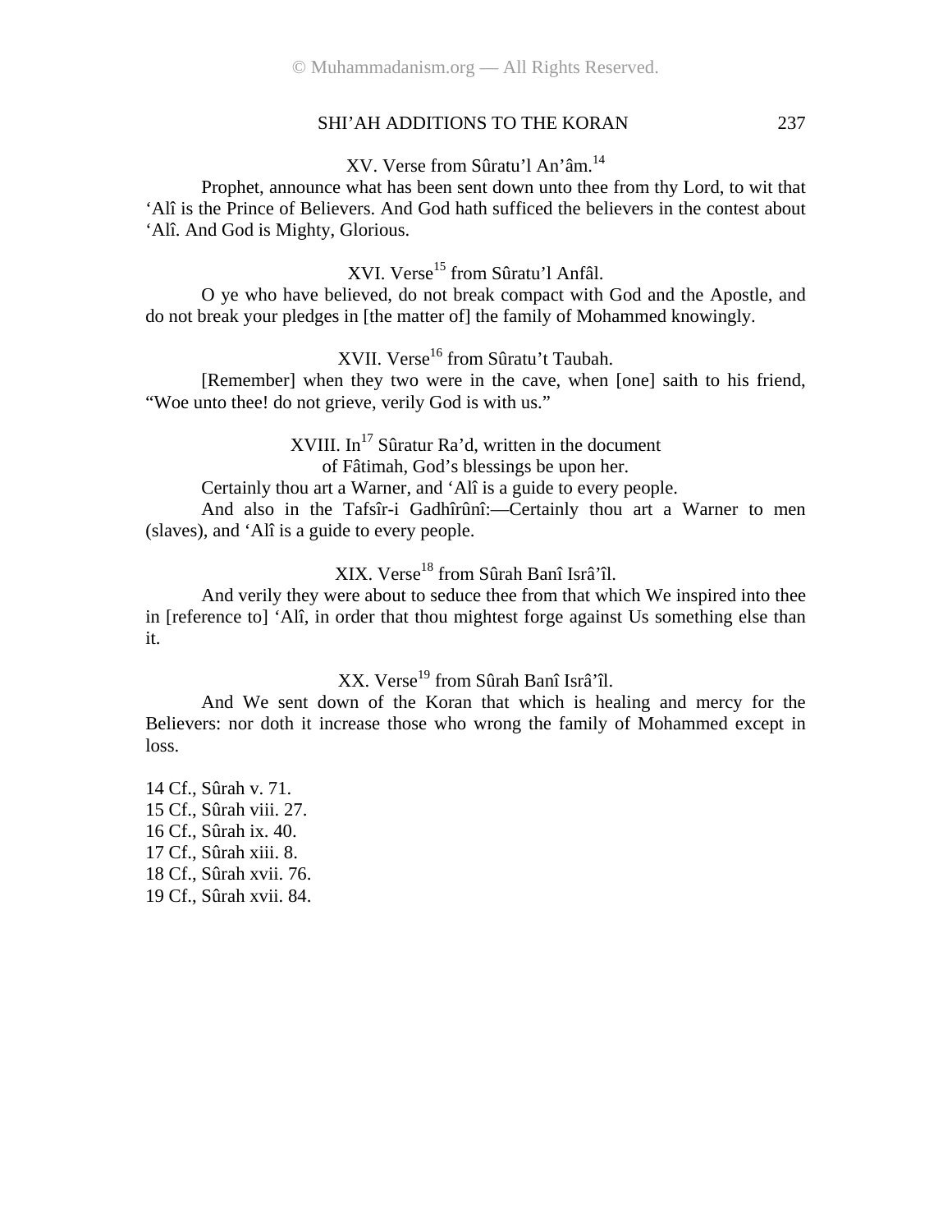### XV. Verse from Sûratu'l An'âm.[14]

Prophet, announce what has been sent down unto thee from thy Lord, to wit that 'Alî is the Prince of Believers. And God hath sufficed the believers in the contest about 'Alî. And God is Mighty, Glorious.

### XVI. Verse[15] from Sûratu'l Anfâl.

O ye who have believed, do not break compact with God and the Apostle, and do not break your pledges in [the matter of] the family of Mohammed knowingly.

### XVII. Verse[16] from Sûratu't Taubah.

[Remember] when they two were in the cave, when [one] saith to his friend, "Woe unto thee! do not grieve, verily God is with us."

### XVIII. In[17] Sûratur Ra'd, written in the document of Fâtimah, God's blessings be upon her.

Certainly thou art a Warner, and 'Alî is a guide to every people.

And also in the Tafsîr-i Gadhîrûnî:—Certainly thou art a Warner to men (slaves), and 'Alî is a guide to every people.

### XIX. Verse[18] from Sûrah Banî Isrâ'îl.

And verily they were about to seduce thee from that which We inspired into thee in [reference to] 'Alî, in order that thou mightest forge against Us something else than it.

### XX. Verse[19] from Sûrah Banî Isrâ'îl.

And We sent down of the Koran that which is healing and mercy for the Believers: nor doth it increase those who wrong the family of Mohammed except in loss.

14 Cf., Sûrah v. 71.
15 Cf., Sûrah viii. 27.
16 Cf., Sûrah ix. 40.
17 Cf., Sûrah xiii. 8.
18 Cf., Sûrah xvii. 76.
19 Cf., Sûrah xvii. 84.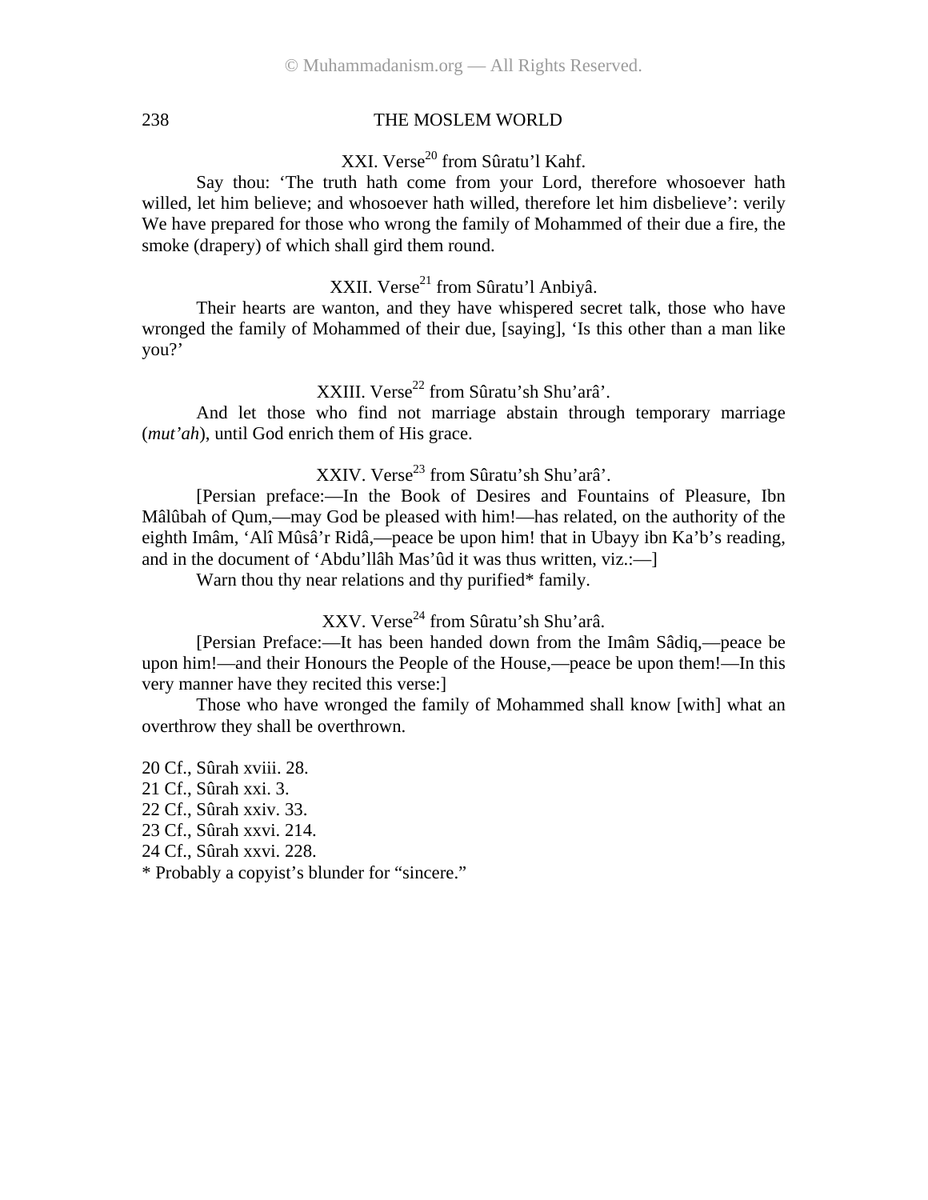### XXI. Verse[20] from Sûratu'l Kahf.

Say thou: 'The truth hath come from your Lord, therefore whosoever hath willed, let him believe; and whosoever hath willed, therefore let him disbelieve': verily We have prepared for those who wrong the family of Mohammed of their due a fire, the smoke (drapery) of which shall gird them round.

### XXII. Verse[21] from Sûratu'l Anbiyâ.

Their hearts are wanton, and they have whispered secret talk, those who have wronged the family of Mohammed of their due, [saying], 'Is this other than a man like you?'

### XXIII. Verse[22] from Sûratu'sh Shu'arâ'.

And let those who find not marriage abstain through temporary marriage (*mut'ah*), until God enrich them of His grace.

### XXIV. Verse[23] from Sûratu'sh Shu'arâ'.

[Persian preface:—In the Book of Desires and Fountains of Pleasure, Ibn Mâlûbah of Qum,—may God be pleased with him!—has related, on the authority of the eighth Imâm, 'Alî Mûsâ'r Ridâ,—peace be upon him! that in Ubayy ibn Ka'b's reading, and in the document of 'Abdu'llâh Mas'ûd it was thus written, viz.:—]

Warn thou thy near relations and thy purified* family.

### XXV. Verse[24] from Sûratu'sh Shu'arâ.

[Persian Preface:—It has been handed down from the Imâm Sâdiq,—peace be upon him!—and their Honours the People of the House,—peace be upon them!—In this very manner have they recited this verse:]

Those who have wronged the family of Mohammed shall know [with] what an overthrow they shall be overthrown.

20 Cf., Sûrah xviii. 28.
21 Cf., Sûrah xxi. 3.
22 Cf., Sûrah xxiv. 33.
23 Cf., Sûrah xxvi. 214.
24 Cf., Sûrah xxvi. 228.
* Probably a copyist's blunder for "sincere."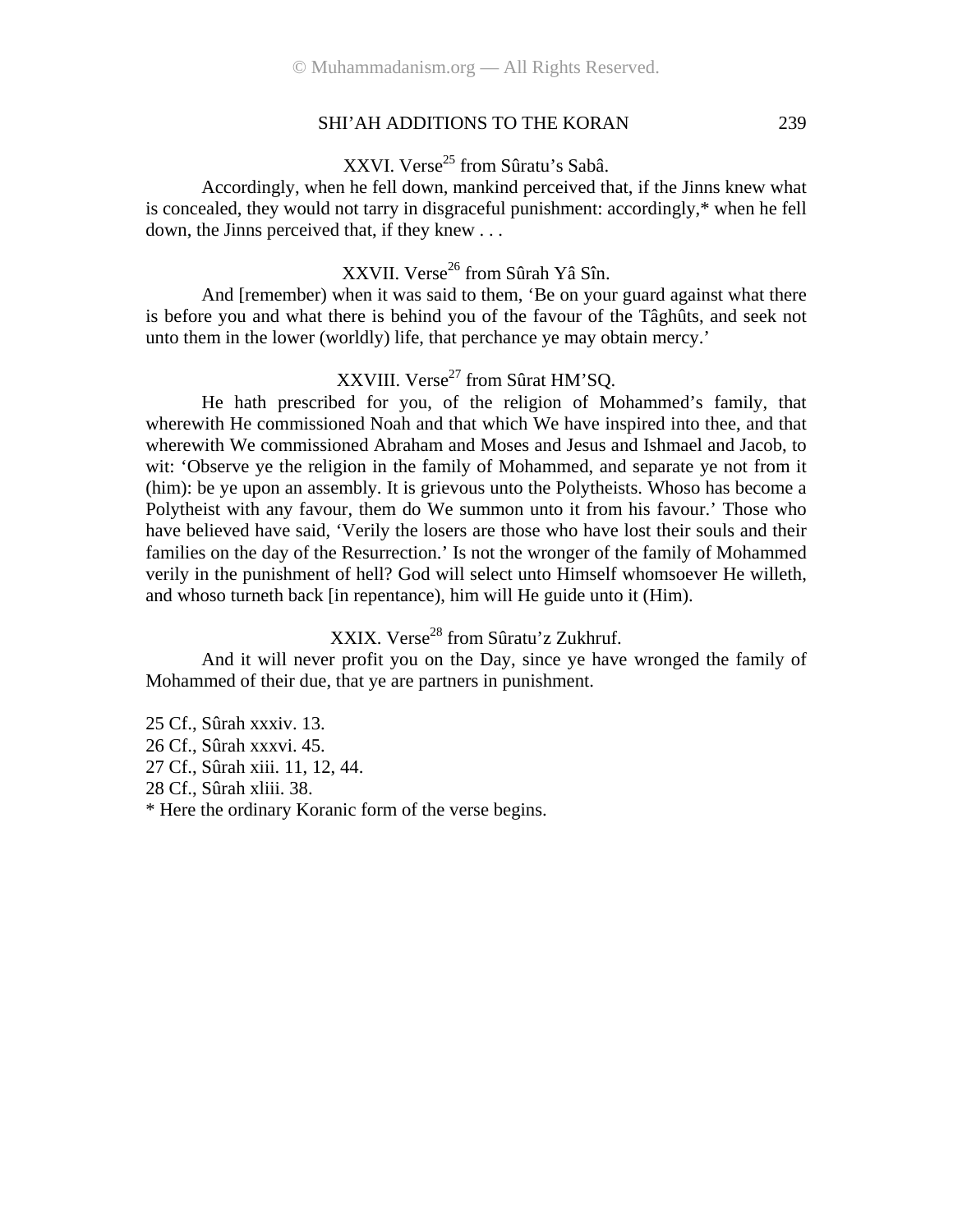### XXVI. Verse[25] from Sûratu's Sabâ.

Accordingly, when he fell down, mankind perceived that, if the Jinns knew what is concealed, they would not tarry in disgraceful punishment: accordingly,* when he fell down, the Jinns perceived that, if they knew . . .

### XXVII. Verse[26] from Sûrah Yâ Sîn.

And [remember) when it was said to them, 'Be on your guard against what there is before you and what there is behind you of the favour of the Tâghûts, and seek not unto them in the lower (worldly) life, that perchance ye may obtain mercy.'

### XXVIII. Verse[27] from Sûrat HM'SQ.

He hath prescribed for you, of the religion of Mohammed's family, that wherewith He commissioned Noah and that which We have inspired into thee, and that wherewith We commissioned Abraham and Moses and Jesus and Ishmael and Jacob, to wit: 'Observe ye the religion in the family of Mohammed, and separate ye not from it (him): be ye upon an assembly. It is grievous unto the Polytheists. Whoso has become a Polytheist with any favour, them do We summon unto it from his favour.' Those who have believed have said, 'Verily the losers are those who have lost their souls and their families on the day of the Resurrection.' Is not the wronger of the family of Mohammed verily in the punishment of hell? God will select unto Himself whomsoever He willeth, and whoso turneth back [in repentance), him will He guide unto it (Him).

### XXIX. Verse[28] from Sûratu'z Zukhruf.

And it will never profit you on the Day, since ye have wronged the family of Mohammed of their due, that ye are partners in punishment.

25 Cf., Sûrah xxxiv. 13.
26 Cf., Sûrah xxxvi. 45.
27 Cf., Sûrah xiii. 11, 12, 44.
28 Cf., Sûrah xliii. 38.
* Here the ordinary Koranic form of the verse begins.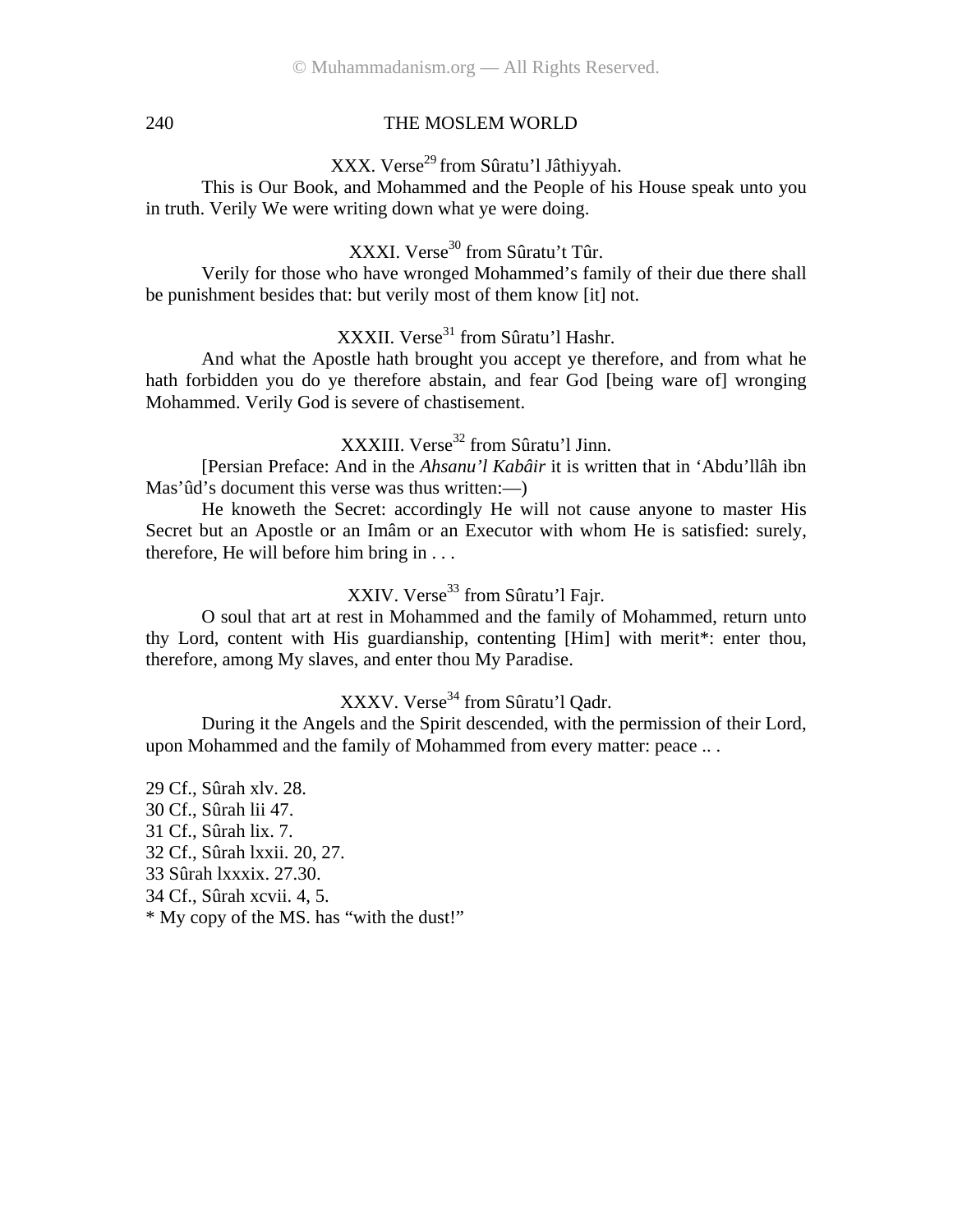XXX. Verse[29] from Sûratu'l Jâthiyyah.

This is Our Book, and Mohammed and the People of his House speak unto you in truth. Verily We were writing down what ye were doing.

XXXI. Verse[30] from Sûratu't Tûr.

Verily for those who have wronged Mohammed's family of their due there shall be punishment besides that: but verily most of them know [it] not.

XXXII. Verse[31] from Sûratu'l Hashr.

And what the Apostle hath brought you accept ye therefore, and from what he hath forbidden you do ye therefore abstain, and fear God [being ware of] wronging Mohammed. Verily God is severe of chastisement.

XXXIII. Verse[32] from Sûratu'l Jinn.

[Persian Preface: And in the *Ahsanu'l Kabâir* it is written that in 'Abdu'llâh ibn Mas'ûd's document this verse was thus written:—)

He knoweth the Secret: accordingly He will not cause anyone to master His Secret but an Apostle or an Imâm or an Executor with whom He is satisfied: surely, therefore, He will before him bring in . . .

XXIV. Verse[33] from Sûratu'l Fajr.

O soul that art at rest in Mohammed and the family of Mohammed, return unto thy Lord, content with His guardianship, contenting [Him] with merit*: enter thou, therefore, among My slaves, and enter thou My Paradise.

XXXV. Verse[34] from Sûratu'l Qadr.

During it the Angels and the Spirit descended, with the permission of their Lord, upon Mohammed and the family of Mohammed from every matter: peace .. .

29 Cf., Sûrah xlv. 28.
30 Cf., Sûrah lii 47.
31 Cf., Sûrah lix. 7.
32 Cf., Sûrah lxxii. 20, 27.
33 Sûrah lxxxix. 27.30.
34 Cf., Sûrah xcvii. 4, 5.
* My copy of the MS. has "with the dust!"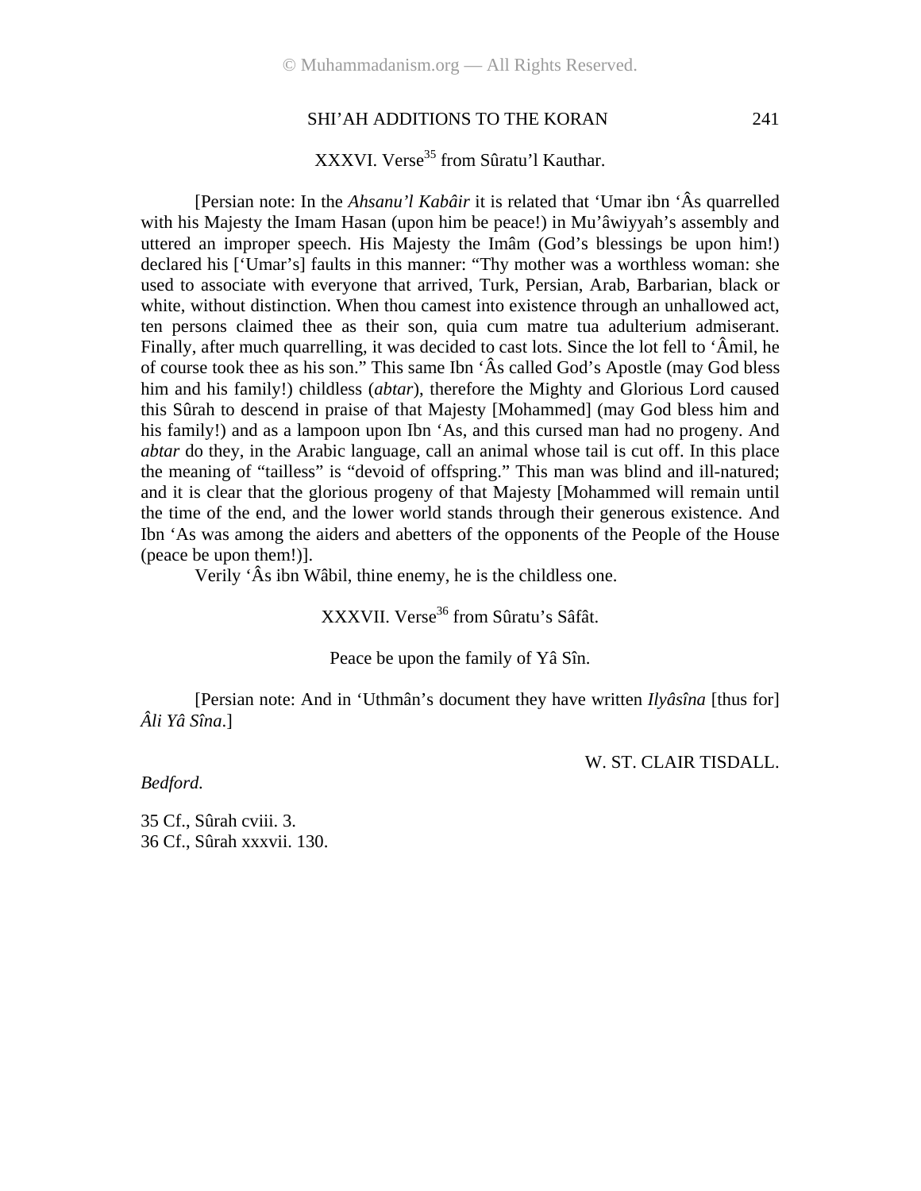XXXVI. Verse[35] from Sûratu'l Kauthar.

[Persian note: In the *Ahsanu'l Kabâir* it is related that 'Umar ibn 'Âs quarrelled with his Majesty the Imam Hasan (upon him be peace!) in Mu'âwiyyah's assembly and uttered an improper speech. His Majesty the Imâm (God's blessings be upon him!) declared his ['Umar's] faults in this manner: "Thy mother was a worthless woman: she used to associate with everyone that arrived, Turk, Persian, Arab, Barbarian, black or white, without distinction. When thou camest into existence through an unhallowed act, ten persons claimed thee as their son, quia cum matre tua adulterium admiserant. Finally, after much quarrelling, it was decided to cast lots. Since the lot fell to 'Âmil, he of course took thee as his son." This same Ibn 'Âs called God's Apostle (may God bless him and his family!) childless (*abtar*), therefore the Mighty and Glorious Lord caused this Sûrah to descend in praise of that Majesty [Mohammed] (may God bless him and his family!) and as a lampoon upon Ibn 'As, and this cursed man had no progeny. And *abtar* do they, in the Arabic language, call an animal whose tail is cut off. In this place the meaning of "tailless" is "devoid of offspring." This man was blind and ill-natured; and it is clear that the glorious progeny of that Majesty [Mohammed will remain until the time of the end, and the lower world stands through their generous existence. And Ibn 'As was among the aiders and abetters of the opponents of the People of the House (peace be upon them!)].

Verily 'Âs ibn Wâbil, thine enemy, he is the childless one.

XXXVII. Verse[36] from Sûratu's Sâfât.

Peace be upon the family of Yâ Sîn.

[Persian note: And in 'Uthmân's document they have written *Ilyâsîna* [thus for] *Âli Yâ Sîna*.]

W. ST. CLAIR TISDALL.

*Bedford.*

35 Cf., Sûrah cviii. 3.
36 Cf., Sûrah xxxvii. 130.